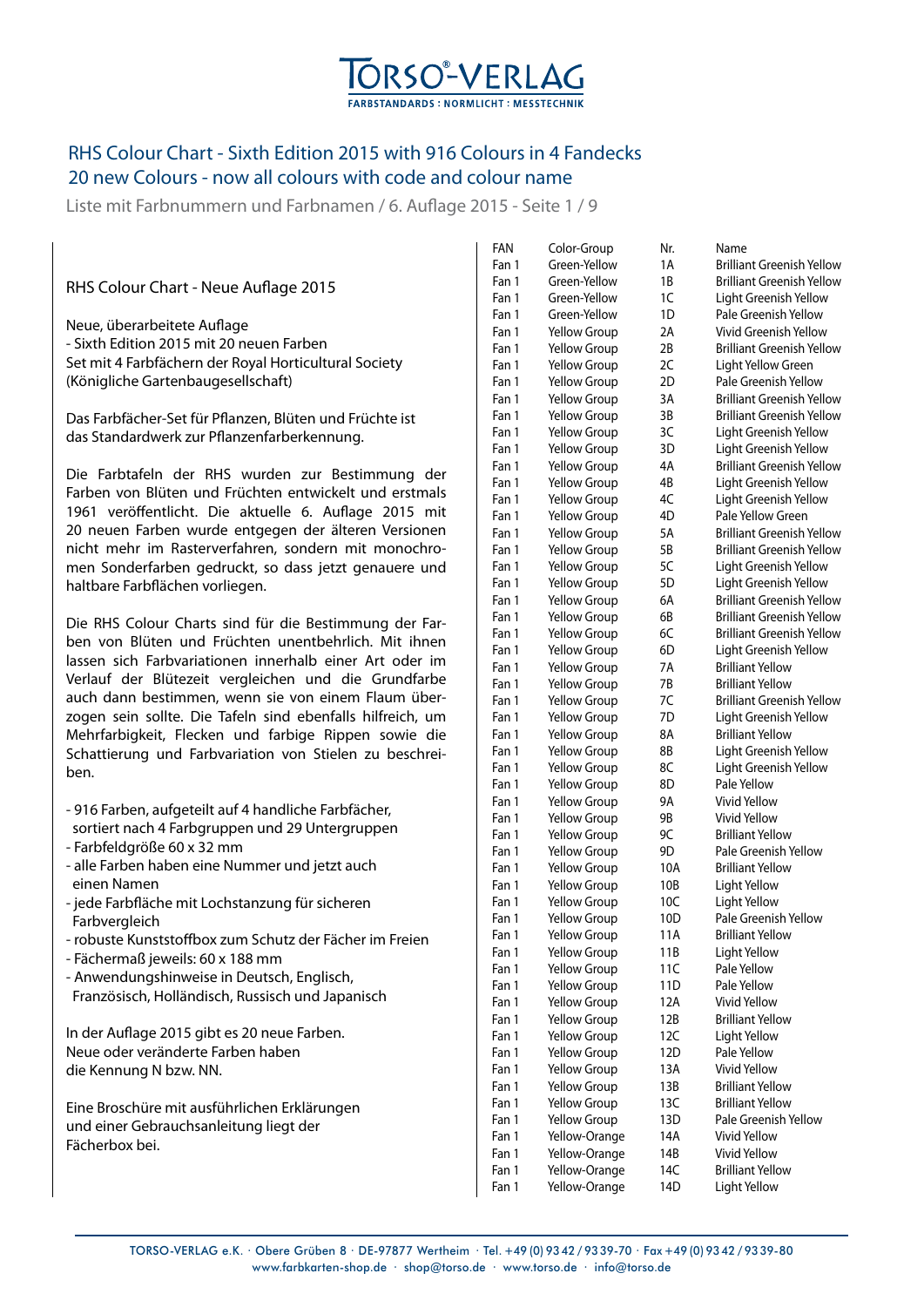# TORSO®-VERLAG

FARBSTANDARDS : NORMLICHT : MESSTECHNIK

## RHS Colour Chart - Sixth Edition 2015 with 916 Colours in 4 Fandecks
## 20 new Colours - now all colours with code and colour name

Liste mit Farbnummern und Farbnamen / 6. Auflage 2015 - Seite 1 / 9

RHS Colour Chart - Neue Auflage 2015

Neue, überarbeitete Auflage
- Sixth Edition 2015 mit 20 neuen Farben
Set mit 4 Farbfächern der Royal Horticultural Society (Königliche Gartenbaugesellschaft)

Das Farbfächer-Set für Pflanzen, Blüten und Früchte ist das Standardwerk zur Pflanzenfarberkennung.

Die Farbtafeln der RHS wurden zur Bestimmung der Farben von Blüten und Früchten entwickelt und erstmals 1961 veröffentlicht. Die aktuelle 6. Auflage 2015 mit 20 neuen Farben wurde entgegen der älteren Versionen nicht mehr im Rasterverfahren, sondern mit monochromen Sonderfarben gedruckt, so dass jetzt genauere und haltbare Farbflächen vorliegen.

Die RHS Colour Charts sind für die Bestimmung der Farben von Blüten und Früchten unentbehrlich. Mit ihnen lassen sich Farbvariationen innerhalb einer Art oder im Verlauf der Blütezeit vergleichen und die Grundfarbe auch dann bestimmen, wenn sie von einem Flaum überzogen sein sollte. Die Tafeln sind ebenfalls hilfreich, um Mehrfarbigkeit, Flecken und farbige Rippen sowie die Schattierung und Farbvariation von Stielen zu beschreiben.

- 916 Farben, aufgeteilt auf 4 handliche Farbfächer, sortiert nach 4 Farbgruppen und 29 Untergruppen
- Farbfeldgröße 60 x 32 mm
- alle Farben haben eine Nummer und jetzt auch einen Namen
- jede Farbfläche mit Lochstanzung für sicheren Farbvergleich
- robuste Kunststoffbox zum Schutz der Fächer im Freien
- Fächermaß jeweils: 60 x 188 mm
- Anwendungshinweise in Deutsch, Englisch, Französisch, Holländisch, Russisch und Japanisch

In der Auflage 2015 gibt es 20 neue Farben.
Neue oder veränderte Farben haben die Kennung N bzw. NN.

Eine Broschüre mit ausführlichen Erklärungen und einer Gebrauchsanleitung liegt der Fächerbox bei.

| FAN | Color-Group | Nr. | Name |
|---|---|---|---|
| Fan 1 | Green-Yellow | 1A | Brilliant Greenish Yellow |
| Fan 1 | Green-Yellow | 1B | Brilliant Greenish Yellow |
| Fan 1 | Green-Yellow | 1C | Light Greenish Yellow |
| Fan 1 | Green-Yellow | 1D | Pale Greenish Yellow |
| Fan 1 | Yellow Group | 2A | Vivid Greenish Yellow |
| Fan 1 | Yellow Group | 2B | Brilliant Greenish Yellow |
| Fan 1 | Yellow Group | 2C | Light Yellow Green |
| Fan 1 | Yellow Group | 2D | Pale Greenish Yellow |
| Fan 1 | Yellow Group | 3A | Brilliant Greenish Yellow |
| Fan 1 | Yellow Group | 3B | Brilliant Greenish Yellow |
| Fan 1 | Yellow Group | 3C | Light Greenish Yellow |
| Fan 1 | Yellow Group | 3D | Light Greenish Yellow |
| Fan 1 | Yellow Group | 4A | Brilliant Greenish Yellow |
| Fan 1 | Yellow Group | 4B | Light Greenish Yellow |
| Fan 1 | Yellow Group | 4C | Light Greenish Yellow |
| Fan 1 | Yellow Group | 4D | Pale Yellow Green |
| Fan 1 | Yellow Group | 5A | Brilliant Greenish Yellow |
| Fan 1 | Yellow Group | 5B | Brilliant Greenish Yellow |
| Fan 1 | Yellow Group | 5C | Light Greenish Yellow |
| Fan 1 | Yellow Group | 5D | Light Greenish Yellow |
| Fan 1 | Yellow Group | 6A | Brilliant Greenish Yellow |
| Fan 1 | Yellow Group | 6B | Brilliant Greenish Yellow |
| Fan 1 | Yellow Group | 6C | Brilliant Greenish Yellow |
| Fan 1 | Yellow Group | 6D | Light Greenish Yellow |
| Fan 1 | Yellow Group | 7A | Brilliant Yellow |
| Fan 1 | Yellow Group | 7B | Brilliant Yellow |
| Fan 1 | Yellow Group | 7C | Brilliant Greenish Yellow |
| Fan 1 | Yellow Group | 7D | Light Greenish Yellow |
| Fan 1 | Yellow Group | 8A | Brilliant Yellow |
| Fan 1 | Yellow Group | 8B | Light Greenish Yellow |
| Fan 1 | Yellow Group | 8C | Light Greenish Yellow |
| Fan 1 | Yellow Group | 8D | Pale Yellow |
| Fan 1 | Yellow Group | 9A | Vivid Yellow |
| Fan 1 | Yellow Group | 9B | Vivid Yellow |
| Fan 1 | Yellow Group | 9C | Brilliant Yellow |
| Fan 1 | Yellow Group | 9D | Pale Greenish Yellow |
| Fan 1 | Yellow Group | 10A | Brilliant Yellow |
| Fan 1 | Yellow Group | 10B | Light Yellow |
| Fan 1 | Yellow Group | 10C | Light Yellow |
| Fan 1 | Yellow Group | 10D | Pale Greenish Yellow |
| Fan 1 | Yellow Group | 11A | Brilliant Yellow |
| Fan 1 | Yellow Group | 11B | Light Yellow |
| Fan 1 | Yellow Group | 11C | Pale Yellow |
| Fan 1 | Yellow Group | 11D | Pale Yellow |
| Fan 1 | Yellow Group | 12A | Vivid Yellow |
| Fan 1 | Yellow Group | 12B | Brilliant Yellow |
| Fan 1 | Yellow Group | 12C | Light Yellow |
| Fan 1 | Yellow Group | 12D | Pale Yellow |
| Fan 1 | Yellow Group | 13A | Vivid Yellow |
| Fan 1 | Yellow Group | 13B | Brilliant Yellow |
| Fan 1 | Yellow Group | 13C | Brilliant Yellow |
| Fan 1 | Yellow Group | 13D | Pale Greenish Yellow |
| Fan 1 | Yellow-Orange | 14A | Vivid Yellow |
| Fan 1 | Yellow-Orange | 14B | Vivid Yellow |
| Fan 1 | Yellow-Orange | 14C | Brilliant Yellow |
| Fan 1 | Yellow-Orange | 14D | Light Yellow |

TORSO-VERLAG e.K. · Obere Grüben 8 · DE-97877 Wertheim · Tel. +49 (0) 93 42 / 93 39-70 · Fax +49 (0) 93 42 / 93 39-80
www.farbkarten-shop.de · shop@torso.de · www.torso.de · info@torso.de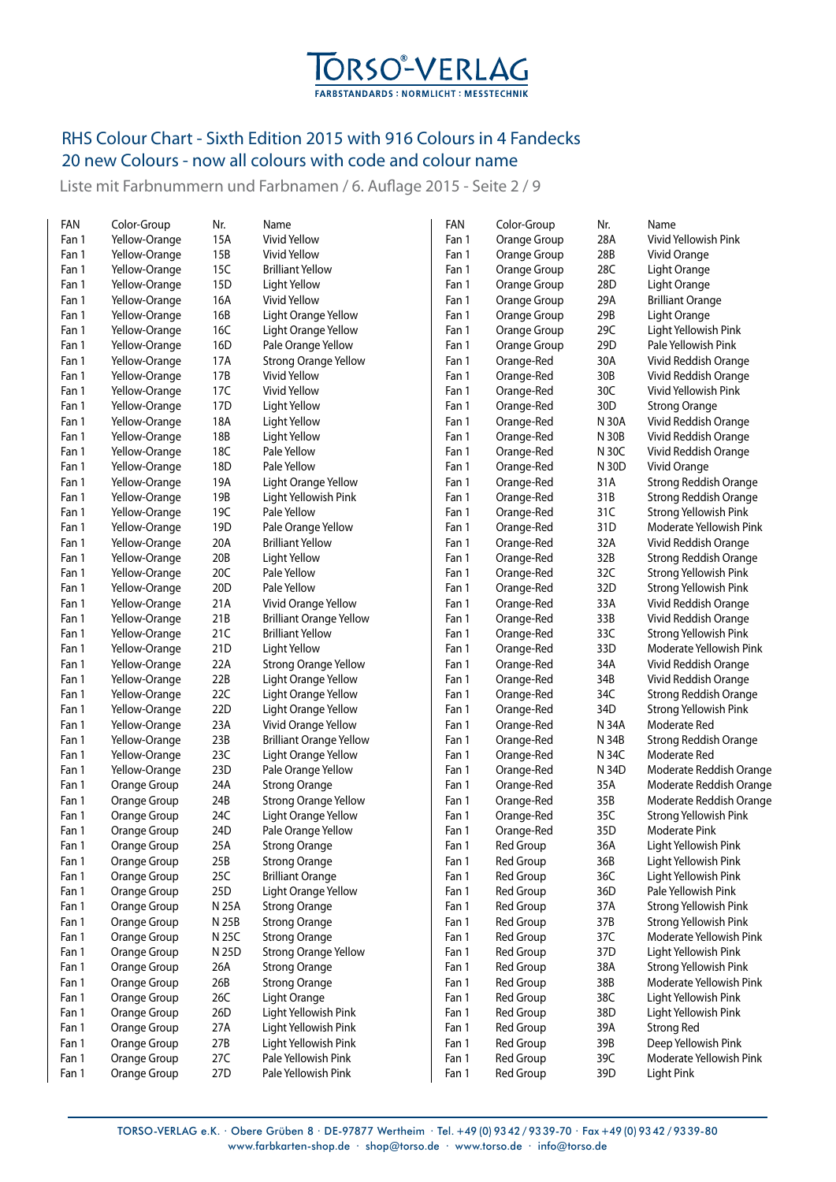TORSO®-VERLAG
FARBSTANDARDS : NORMLICHT : MESSTECHNIK

## RHS Colour Chart - Sixth Edition 2015 with 916 Colours in 4 Fandecks
## 20 new Colours - now all colours with code and colour name

Liste mit Farbnummern und Farbnamen / 6. Auflage 2015 - Seite 2 / 9

| FAN | Color-Group | Nr. | Name |
|---|---|---|---|
| Fan 1 | Yellow-Orange | 15A | Vivid Yellow |
| Fan 1 | Yellow-Orange | 15B | Vivid Yellow |
| Fan 1 | Yellow-Orange | 15C | Brilliant Yellow |
| Fan 1 | Yellow-Orange | 15D | Light Yellow |
| Fan 1 | Yellow-Orange | 16A | Vivid Yellow |
| Fan 1 | Yellow-Orange | 16B | Light Orange Yellow |
| Fan 1 | Yellow-Orange | 16C | Light Orange Yellow |
| Fan 1 | Yellow-Orange | 16D | Pale Orange Yellow |
| Fan 1 | Yellow-Orange | 17A | Strong Orange Yellow |
| Fan 1 | Yellow-Orange | 17B | Vivid Yellow |
| Fan 1 | Yellow-Orange | 17C | Vivid Yellow |
| Fan 1 | Yellow-Orange | 17D | Light Yellow |
| Fan 1 | Yellow-Orange | 18A | Light Yellow |
| Fan 1 | Yellow-Orange | 18B | Light Yellow |
| Fan 1 | Yellow-Orange | 18C | Pale Yellow |
| Fan 1 | Yellow-Orange | 18D | Pale Yellow |
| Fan 1 | Yellow-Orange | 19A | Light Orange Yellow |
| Fan 1 | Yellow-Orange | 19B | Light Yellowish Pink |
| Fan 1 | Yellow-Orange | 19C | Pale Yellow |
| Fan 1 | Yellow-Orange | 19D | Pale Orange Yellow |
| Fan 1 | Yellow-Orange | 20A | Brilliant Yellow |
| Fan 1 | Yellow-Orange | 20B | Light Yellow |
| Fan 1 | Yellow-Orange | 20C | Pale Yellow |
| Fan 1 | Yellow-Orange | 20D | Pale Yellow |
| Fan 1 | Yellow-Orange | 21A | Vivid Orange Yellow |
| Fan 1 | Yellow-Orange | 21B | Brilliant Orange Yellow |
| Fan 1 | Yellow-Orange | 21C | Brilliant Yellow |
| Fan 1 | Yellow-Orange | 21D | Light Yellow |
| Fan 1 | Yellow-Orange | 22A | Strong Orange Yellow |
| Fan 1 | Yellow-Orange | 22B | Light Orange Yellow |
| Fan 1 | Yellow-Orange | 22C | Light Orange Yellow |
| Fan 1 | Yellow-Orange | 22D | Light Orange Yellow |
| Fan 1 | Yellow-Orange | 23A | Vivid Orange Yellow |
| Fan 1 | Yellow-Orange | 23B | Brilliant Orange Yellow |
| Fan 1 | Yellow-Orange | 23C | Light Orange Yellow |
| Fan 1 | Yellow-Orange | 23D | Pale Orange Yellow |
| Fan 1 | Orange Group | 24A | Strong Orange |
| Fan 1 | Orange Group | 24B | Strong Orange Yellow |
| Fan 1 | Orange Group | 24C | Light Orange Yellow |
| Fan 1 | Orange Group | 24D | Pale Orange Yellow |
| Fan 1 | Orange Group | 25A | Strong Orange |
| Fan 1 | Orange Group | 25B | Strong Orange |
| Fan 1 | Orange Group | 25C | Brilliant Orange |
| Fan 1 | Orange Group | 25D | Light Orange Yellow |
| Fan 1 | Orange Group | N 25A | Strong Orange |
| Fan 1 | Orange Group | N 25B | Strong Orange |
| Fan 1 | Orange Group | N 25C | Strong Orange |
| Fan 1 | Orange Group | N 25D | Strong Orange Yellow |
| Fan 1 | Orange Group | 26A | Strong Orange |
| Fan 1 | Orange Group | 26B | Strong Orange |
| Fan 1 | Orange Group | 26C | Light Orange |
| Fan 1 | Orange Group | 26D | Light Yellowish Pink |
| Fan 1 | Orange Group | 27A | Light Yellowish Pink |
| Fan 1 | Orange Group | 27B | Light Yellowish Pink |
| Fan 1 | Orange Group | 27C | Pale Yellowish Pink |
| Fan 1 | Orange Group | 27D | Pale Yellowish Pink |
| Fan 1 | Orange Group | 28A | Vivid Yellowish Pink |
| Fan 1 | Orange Group | 28B | Vivid Orange |
| Fan 1 | Orange Group | 28C | Light Orange |
| Fan 1 | Orange Group | 28D | Light Orange |
| Fan 1 | Orange Group | 29A | Brilliant Orange |
| Fan 1 | Orange Group | 29B | Light Orange |
| Fan 1 | Orange Group | 29C | Light Yellowish Pink |
| Fan 1 | Orange Group | 29D | Pale Yellowish Pink |
| Fan 1 | Orange-Red | 30A | Vivid Reddish Orange |
| Fan 1 | Orange-Red | 30B | Vivid Reddish Orange |
| Fan 1 | Orange-Red | 30C | Vivid Yellowish Pink |
| Fan 1 | Orange-Red | 30D | Strong Orange |
| Fan 1 | Orange-Red | N 30A | Vivid Reddish Orange |
| Fan 1 | Orange-Red | N 30B | Vivid Reddish Orange |
| Fan 1 | Orange-Red | N 30C | Vivid Reddish Orange |
| Fan 1 | Orange-Red | N 30D | Vivid Orange |
| Fan 1 | Orange-Red | 31A | Strong Reddish Orange |
| Fan 1 | Orange-Red | 31B | Strong Reddish Orange |
| Fan 1 | Orange-Red | 31C | Strong Yellowish Pink |
| Fan 1 | Orange-Red | 31D | Moderate Yellowish Pink |
| Fan 1 | Orange-Red | 32A | Vivid Reddish Orange |
| Fan 1 | Orange-Red | 32B | Strong Reddish Orange |
| Fan 1 | Orange-Red | 32C | Strong Yellowish Pink |
| Fan 1 | Orange-Red | 32D | Strong Yellowish Pink |
| Fan 1 | Orange-Red | 33A | Vivid Reddish Orange |
| Fan 1 | Orange-Red | 33B | Vivid Reddish Orange |
| Fan 1 | Orange-Red | 33C | Strong Yellowish Pink |
| Fan 1 | Orange-Red | 33D | Moderate Yellowish Pink |
| Fan 1 | Orange-Red | 34A | Vivid Reddish Orange |
| Fan 1 | Orange-Red | 34B | Vivid Reddish Orange |
| Fan 1 | Orange-Red | 34C | Strong Reddish Orange |
| Fan 1 | Orange-Red | 34D | Strong Yellowish Pink |
| Fan 1 | Orange-Red | N 34A | Moderate Red |
| Fan 1 | Orange-Red | N 34B | Strong Reddish Orange |
| Fan 1 | Orange-Red | N 34C | Moderate Red |
| Fan 1 | Orange-Red | N 34D | Moderate Reddish Orange |
| Fan 1 | Orange-Red | 35A | Moderate Reddish Orange |
| Fan 1 | Orange-Red | 35B | Moderate Reddish Orange |
| Fan 1 | Orange-Red | 35C | Strong Yellowish Pink |
| Fan 1 | Orange-Red | 35D | Moderate Pink |
| Fan 1 | Red Group | 36A | Light Yellowish Pink |
| Fan 1 | Red Group | 36B | Light Yellowish Pink |
| Fan 1 | Red Group | 36C | Light Yellowish Pink |
| Fan 1 | Red Group | 36D | Pale Yellowish Pink |
| Fan 1 | Red Group | 37A | Strong Yellowish Pink |
| Fan 1 | Red Group | 37B | Strong Yellowish Pink |
| Fan 1 | Red Group | 37C | Moderate Yellowish Pink |
| Fan 1 | Red Group | 37D | Light Yellowish Pink |
| Fan 1 | Red Group | 38A | Strong Yellowish Pink |
| Fan 1 | Red Group | 38B | Moderate Yellowish Pink |
| Fan 1 | Red Group | 38C | Light Yellowish Pink |
| Fan 1 | Red Group | 38D | Light Yellowish Pink |
| Fan 1 | Red Group | 39A | Strong Red |
| Fan 1 | Red Group | 39B | Deep Yellowish Pink |
| Fan 1 | Red Group | 39C | Moderate Yellowish Pink |
| Fan 1 | Red Group | 39D | Light Pink |

TORSO-VERLAG e.K. · Obere Grüben 8 · DE-97877 Wertheim · Tel. +49 (0) 93 42 / 93 39-70 · Fax +49 (0) 93 42 / 93 39-80
www.farbkarten-shop.de · shop@torso.de · www.torso.de · info@torso.de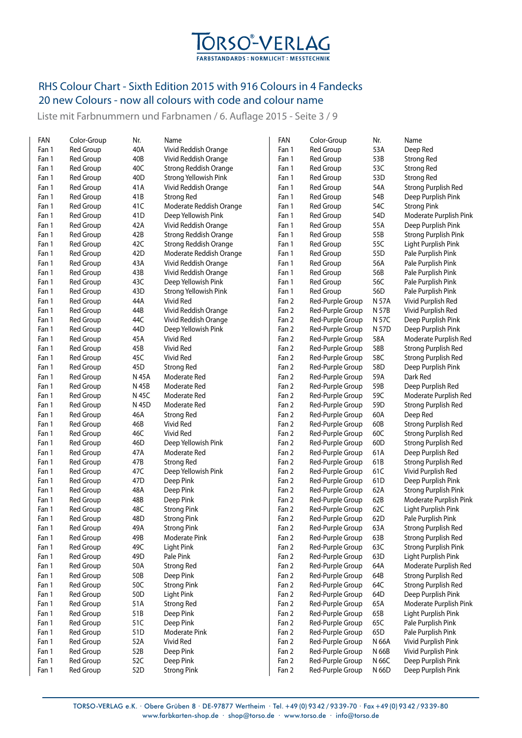TORSO®-VERLAG
FARBSTANDARDS : NORMLICHT : MESSTECHNIK

## RHS Colour Chart - Sixth Edition 2015 with 916 Colours in 4 Fandecks
## 20 new Colours - now all colours with code and colour name

Liste mit Farbnummern und Farbnamen / 6. Auflage 2015 - Seite 3 / 9

| FAN | Color-Group | Nr. | Name |
|---|---|---|---|
| Fan 1 | Red Group | 40A | Vivid Reddish Orange |
| Fan 1 | Red Group | 40B | Vivid Reddish Orange |
| Fan 1 | Red Group | 40C | Strong Reddish Orange |
| Fan 1 | Red Group | 40D | Strong Yellowish Pink |
| Fan 1 | Red Group | 41A | Vivid Reddish Orange |
| Fan 1 | Red Group | 41B | Strong Red |
| Fan 1 | Red Group | 41C | Moderate Reddish Orange |
| Fan 1 | Red Group | 41D | Deep Yellowish Pink |
| Fan 1 | Red Group | 42A | Vivid Reddish Orange |
| Fan 1 | Red Group | 42B | Strong Reddish Orange |
| Fan 1 | Red Group | 42C | Strong Reddish Orange |
| Fan 1 | Red Group | 42D | Moderate Reddish Orange |
| Fan 1 | Red Group | 43A | Vivid Reddish Orange |
| Fan 1 | Red Group | 43B | Vivid Reddish Orange |
| Fan 1 | Red Group | 43C | Deep Yellowish Pink |
| Fan 1 | Red Group | 43D | Strong Yellowish Pink |
| Fan 1 | Red Group | 44A | Vivid Red |
| Fan 1 | Red Group | 44B | Vivid Reddish Orange |
| Fan 1 | Red Group | 44C | Vivid Reddish Orange |
| Fan 1 | Red Group | 44D | Deep Yellowish Pink |
| Fan 1 | Red Group | 45A | Vivid Red |
| Fan 1 | Red Group | 45B | Vivid Red |
| Fan 1 | Red Group | 45C | Vivid Red |
| Fan 1 | Red Group | 45D | Strong Red |
| Fan 1 | Red Group | N 45A | Moderate Red |
| Fan 1 | Red Group | N 45B | Moderate Red |
| Fan 1 | Red Group | N 45C | Moderate Red |
| Fan 1 | Red Group | N 45D | Moderate Red |
| Fan 1 | Red Group | 46A | Strong Red |
| Fan 1 | Red Group | 46B | Vivid Red |
| Fan 1 | Red Group | 46C | Vivid Red |
| Fan 1 | Red Group | 46D | Deep Yellowish Pink |
| Fan 1 | Red Group | 47A | Moderate Red |
| Fan 1 | Red Group | 47B | Strong Red |
| Fan 1 | Red Group | 47C | Deep Yellowish Pink |
| Fan 1 | Red Group | 47D | Deep Pink |
| Fan 1 | Red Group | 48A | Deep Pink |
| Fan 1 | Red Group | 48B | Deep Pink |
| Fan 1 | Red Group | 48C | Strong Pink |
| Fan 1 | Red Group | 48D | Strong Pink |
| Fan 1 | Red Group | 49A | Strong Pink |
| Fan 1 | Red Group | 49B | Moderate Pink |
| Fan 1 | Red Group | 49C | Light Pink |
| Fan 1 | Red Group | 49D | Pale Pink |
| Fan 1 | Red Group | 50A | Strong Red |
| Fan 1 | Red Group | 50B | Deep Pink |
| Fan 1 | Red Group | 50C | Strong Pink |
| Fan 1 | Red Group | 50D | Light Pink |
| Fan 1 | Red Group | 51A | Strong Red |
| Fan 1 | Red Group | 51B | Deep Pink |
| Fan 1 | Red Group | 51C | Deep Pink |
| Fan 1 | Red Group | 51D | Moderate Pink |
| Fan 1 | Red Group | 52A | Vivid Red |
| Fan 1 | Red Group | 52B | Deep Pink |
| Fan 1 | Red Group | 52C | Deep Pink |
| Fan 1 | Red Group | 52D | Strong Pink |
| Fan 1 | Red Group | 53A | Deep Red |
| Fan 1 | Red Group | 53B | Strong Red |
| Fan 1 | Red Group | 53C | Strong Red |
| Fan 1 | Red Group | 53D | Strong Red |
| Fan 1 | Red Group | 54A | Strong Purplish Red |
| Fan 1 | Red Group | 54B | Deep Purplish Pink |
| Fan 1 | Red Group | 54C | Strong Pink |
| Fan 1 | Red Group | 54D | Moderate Purplish Pink |
| Fan 1 | Red Group | 55A | Deep Purplish Pink |
| Fan 1 | Red Group | 55B | Strong Purplish Pink |
| Fan 1 | Red Group | 55C | Light Purplish Pink |
| Fan 1 | Red Group | 55D | Pale Purplish Pink |
| Fan 1 | Red Group | 56A | Pale Purplish Pink |
| Fan 1 | Red Group | 56B | Pale Purplish Pink |
| Fan 1 | Red Group | 56C | Pale Purplish Pink |
| Fan 1 | Red Group | 56D | Pale Purplish Pink |
| Fan 2 | Red-Purple Group | N 57A | Vivid Purplish Red |
| Fan 2 | Red-Purple Group | N 57B | Vivid Purplish Red |
| Fan 2 | Red-Purple Group | N 57C | Deep Purplish Pink |
| Fan 2 | Red-Purple Group | N 57D | Deep Purplish Pink |
| Fan 2 | Red-Purple Group | 58A | Moderate Purplish Red |
| Fan 2 | Red-Purple Group | 58B | Strong Purplish Red |
| Fan 2 | Red-Purple Group | 58C | Strong Purplish Red |
| Fan 2 | Red-Purple Group | 58D | Deep Purplish Pink |
| Fan 2 | Red-Purple Group | 59A | Dark Red |
| Fan 2 | Red-Purple Group | 59B | Deep Purplish Red |
| Fan 2 | Red-Purple Group | 59C | Moderate Purplish Red |
| Fan 2 | Red-Purple Group | 59D | Strong Purplish Red |
| Fan 2 | Red-Purple Group | 60A | Deep Red |
| Fan 2 | Red-Purple Group | 60B | Strong Purplish Red |
| Fan 2 | Red-Purple Group | 60C | Strong Purplish Red |
| Fan 2 | Red-Purple Group | 60D | Strong Purplish Red |
| Fan 2 | Red-Purple Group | 61A | Deep Purplish Red |
| Fan 2 | Red-Purple Group | 61B | Strong Purplish Red |
| Fan 2 | Red-Purple Group | 61C | Vivid Purplish Red |
| Fan 2 | Red-Purple Group | 61D | Deep Purplish Pink |
| Fan 2 | Red-Purple Group | 62A | Strong Purplish Pink |
| Fan 2 | Red-Purple Group | 62B | Moderate Purplish Pink |
| Fan 2 | Red-Purple Group | 62C | Light Purplish Pink |
| Fan 2 | Red-Purple Group | 62D | Pale Purplish Pink |
| Fan 2 | Red-Purple Group | 63A | Strong Purplish Red |
| Fan 2 | Red-Purple Group | 63B | Strong Purplish Red |
| Fan 2 | Red-Purple Group | 63C | Strong Purplish Pink |
| Fan 2 | Red-Purple Group | 63D | Light Purplish Pink |
| Fan 2 | Red-Purple Group | 64A | Moderate Purplish Red |
| Fan 2 | Red-Purple Group | 64B | Strong Purplish Red |
| Fan 2 | Red-Purple Group | 64C | Strong Purplish Red |
| Fan 2 | Red-Purple Group | 64D | Deep Purplish Pink |
| Fan 2 | Red-Purple Group | 65A | Moderate Purplish Pink |
| Fan 2 | Red-Purple Group | 65B | Light Purplish Pink |
| Fan 2 | Red-Purple Group | 65C | Pale Purplish Pink |
| Fan 2 | Red-Purple Group | 65D | Pale Purplish Pink |
| Fan 2 | Red-Purple Group | N 66A | Vivid Purplish Pink |
| Fan 2 | Red-Purple Group | N 66B | Vivid Purplish Pink |
| Fan 2 | Red-Purple Group | N 66C | Deep Purplish Pink |
| Fan 2 | Red-Purple Group | N 66D | Deep Purplish Pink |

TORSO-VERLAG e.K. · Obere Grüben 8 · DE-97877 Wertheim · Tel. +49 (0) 93 42 / 93 39-70 · Fax +49 (0) 93 42 / 93 39-80
www.farbkarten-shop.de · shop@torso.de · www.torso.de · info@torso.de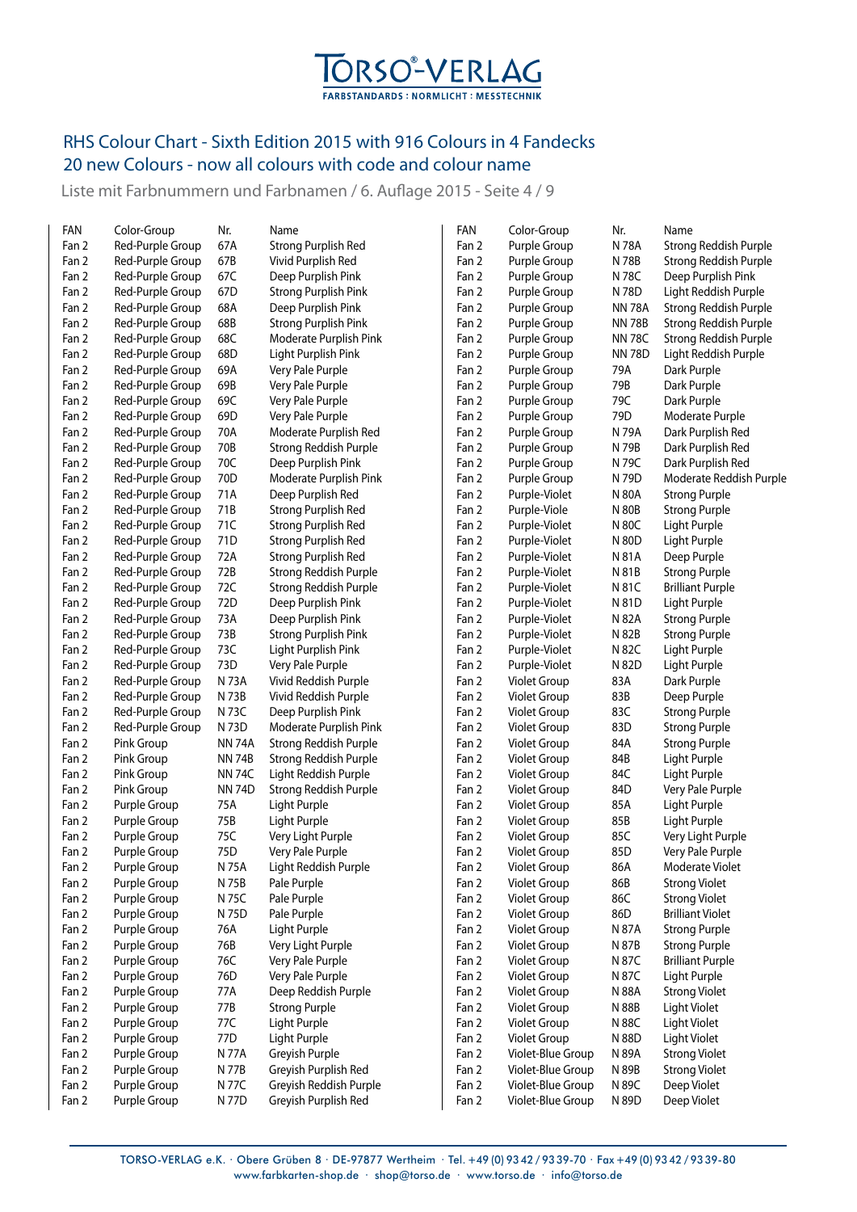# TORSO®-VERLAG

FARBSTANDARDS : NORMLICHT : MESSTECHNIK

## RHS Colour Chart - Sixth Edition 2015 with 916 Colours in 4 Fandecks
## 20 new Colours - now all colours with code and colour name

Liste mit Farbnummern und Farbnamen / 6. Auflage 2015 - Seite 4 / 9

| FAN | Color-Group | Nr. | Name |
|---|---|---|---|
| Fan 2 | Red-Purple Group | 67A | Strong Purplish Red |
| Fan 2 | Red-Purple Group | 67B | Vivid Purplish Red |
| Fan 2 | Red-Purple Group | 67C | Deep Purplish Pink |
| Fan 2 | Red-Purple Group | 67D | Strong Purplish Pink |
| Fan 2 | Red-Purple Group | 68A | Deep Purplish Pink |
| Fan 2 | Red-Purple Group | 68B | Strong Purplish Pink |
| Fan 2 | Red-Purple Group | 68C | Moderate Purplish Pink |
| Fan 2 | Red-Purple Group | 68D | Light Purplish Pink |
| Fan 2 | Red-Purple Group | 69A | Very Pale Purple |
| Fan 2 | Red-Purple Group | 69B | Very Pale Purple |
| Fan 2 | Red-Purple Group | 69C | Very Pale Purple |
| Fan 2 | Red-Purple Group | 69D | Very Pale Purple |
| Fan 2 | Red-Purple Group | 70A | Moderate Purplish Red |
| Fan 2 | Red-Purple Group | 70B | Strong Reddish Purple |
| Fan 2 | Red-Purple Group | 70C | Deep Purplish Pink |
| Fan 2 | Red-Purple Group | 70D | Moderate Purplish Pink |
| Fan 2 | Red-Purple Group | 71A | Deep Purplish Red |
| Fan 2 | Red-Purple Group | 71B | Strong Purplish Red |
| Fan 2 | Red-Purple Group | 71C | Strong Purplish Red |
| Fan 2 | Red-Purple Group | 71D | Strong Purplish Red |
| Fan 2 | Red-Purple Group | 72A | Strong Purplish Red |
| Fan 2 | Red-Purple Group | 72B | Strong Reddish Purple |
| Fan 2 | Red-Purple Group | 72C | Strong Reddish Purple |
| Fan 2 | Red-Purple Group | 72D | Deep Purplish Pink |
| Fan 2 | Red-Purple Group | 73A | Deep Purplish Pink |
| Fan 2 | Red-Purple Group | 73B | Strong Purplish Pink |
| Fan 2 | Red-Purple Group | 73C | Light Purplish Pink |
| Fan 2 | Red-Purple Group | 73D | Very Pale Purple |
| Fan 2 | Red-Purple Group | N 73A | Vivid Reddish Purple |
| Fan 2 | Red-Purple Group | N 73B | Vivid Reddish Purple |
| Fan 2 | Red-Purple Group | N 73C | Deep Purplish Pink |
| Fan 2 | Red-Purple Group | N 73D | Moderate Purplish Pink |
| Fan 2 | Pink Group | NN 74A | Strong Reddish Purple |
| Fan 2 | Pink Group | NN 74B | Strong Reddish Purple |
| Fan 2 | Pink Group | NN 74C | Light Reddish Purple |
| Fan 2 | Pink Group | NN 74D | Strong Reddish Purple |
| Fan 2 | Purple Group | 75A | Light Purple |
| Fan 2 | Purple Group | 75B | Light Purple |
| Fan 2 | Purple Group | 75C | Very Light Purple |
| Fan 2 | Purple Group | 75D | Very Pale Purple |
| Fan 2 | Purple Group | N 75A | Light Reddish Purple |
| Fan 2 | Purple Group | N 75B | Pale Purple |
| Fan 2 | Purple Group | N 75C | Pale Purple |
| Fan 2 | Purple Group | N 75D | Pale Purple |
| Fan 2 | Purple Group | 76A | Light Purple |
| Fan 2 | Purple Group | 76B | Very Light Purple |
| Fan 2 | Purple Group | 76C | Very Pale Purple |
| Fan 2 | Purple Group | 76D | Very Pale Purple |
| Fan 2 | Purple Group | 77A | Deep Reddish Purple |
| Fan 2 | Purple Group | 77B | Strong Purple |
| Fan 2 | Purple Group | 77C | Light Purple |
| Fan 2 | Purple Group | 77D | Light Purple |
| Fan 2 | Purple Group | N 77A | Greyish Purple |
| Fan 2 | Purple Group | N 77B | Greyish Purplish Red |
| Fan 2 | Purple Group | N 77C | Greyish Reddish Purple |
| Fan 2 | Purple Group | N 77D | Greyish Purplish Red |
| Fan 2 | Purple Group | N 78A | Strong Reddish Purple |
| Fan 2 | Purple Group | N 78B | Strong Reddish Purple |
| Fan 2 | Purple Group | N 78C | Deep Purplish Pink |
| Fan 2 | Purple Group | N 78D | Light Reddish Purple |
| Fan 2 | Purple Group | NN 78A | Strong Reddish Purple |
| Fan 2 | Purple Group | NN 78B | Strong Reddish Purple |
| Fan 2 | Purple Group | NN 78C | Strong Reddish Purple |
| Fan 2 | Purple Group | NN 78D | Light Reddish Purple |
| Fan 2 | Purple Group | 79A | Dark Purple |
| Fan 2 | Purple Group | 79B | Dark Purple |
| Fan 2 | Purple Group | 79C | Dark Purple |
| Fan 2 | Purple Group | 79D | Moderate Purple |
| Fan 2 | Purple Group | N 79A | Dark Purplish Red |
| Fan 2 | Purple Group | N 79B | Dark Purplish Red |
| Fan 2 | Purple Group | N 79C | Dark Purplish Red |
| Fan 2 | Purple Group | N 79D | Moderate Reddish Purple |
| Fan 2 | Purple-Violet | N 80A | Strong Purple |
| Fan 2 | Purple-Viole | N 80B | Strong Purple |
| Fan 2 | Purple-Violet | N 80C | Light Purple |
| Fan 2 | Purple-Violet | N 80D | Light Purple |
| Fan 2 | Purple-Violet | N 81A | Deep Purple |
| Fan 2 | Purple-Violet | N 81B | Strong Purple |
| Fan 2 | Purple-Violet | N 81C | Brilliant Purple |
| Fan 2 | Purple-Violet | N 81D | Light Purple |
| Fan 2 | Purple-Violet | N 82A | Strong Purple |
| Fan 2 | Purple-Violet | N 82B | Strong Purple |
| Fan 2 | Purple-Violet | N 82C | Light Purple |
| Fan 2 | Purple-Violet | N 82D | Light Purple |
| Fan 2 | Violet Group | 83A | Dark Purple |
| Fan 2 | Violet Group | 83B | Deep Purple |
| Fan 2 | Violet Group | 83C | Strong Purple |
| Fan 2 | Violet Group | 83D | Strong Purple |
| Fan 2 | Violet Group | 84A | Strong Purple |
| Fan 2 | Violet Group | 84B | Light Purple |
| Fan 2 | Violet Group | 84C | Light Purple |
| Fan 2 | Violet Group | 84D | Very Pale Purple |
| Fan 2 | Violet Group | 85A | Light Purple |
| Fan 2 | Violet Group | 85B | Light Purple |
| Fan 2 | Violet Group | 85C | Very Light Purple |
| Fan 2 | Violet Group | 85D | Very Pale Purple |
| Fan 2 | Violet Group | 86A | Moderate Violet |
| Fan 2 | Violet Group | 86B | Strong Violet |
| Fan 2 | Violet Group | 86C | Strong Violet |
| Fan 2 | Violet Group | 86D | Brilliant Violet |
| Fan 2 | Violet Group | N 87A | Strong Purple |
| Fan 2 | Violet Group | N 87B | Strong Purple |
| Fan 2 | Violet Group | N 87C | Brilliant Purple |
| Fan 2 | Violet Group | N 87C | Light Purple |
| Fan 2 | Violet Group | N 88A | Strong Violet |
| Fan 2 | Violet Group | N 88B | Light Violet |
| Fan 2 | Violet Group | N 88C | Light Violet |
| Fan 2 | Violet Group | N 88D | Light Violet |
| Fan 2 | Violet-Blue Group | N 89A | Strong Violet |
| Fan 2 | Violet-Blue Group | N 89B | Strong Violet |
| Fan 2 | Violet-Blue Group | N 89C | Deep Violet |
| Fan 2 | Violet-Blue Group | N 89D | Deep Violet |

TORSO-VERLAG e.K. · Obere Grüben 8 · DE-97877 Wertheim · Tel. +49 (0) 93 42 / 93 39-70 · Fax +49 (0) 93 42 / 93 39-80
www.farbkarten-shop.de · shop@torso.de · www.torso.de · info@torso.de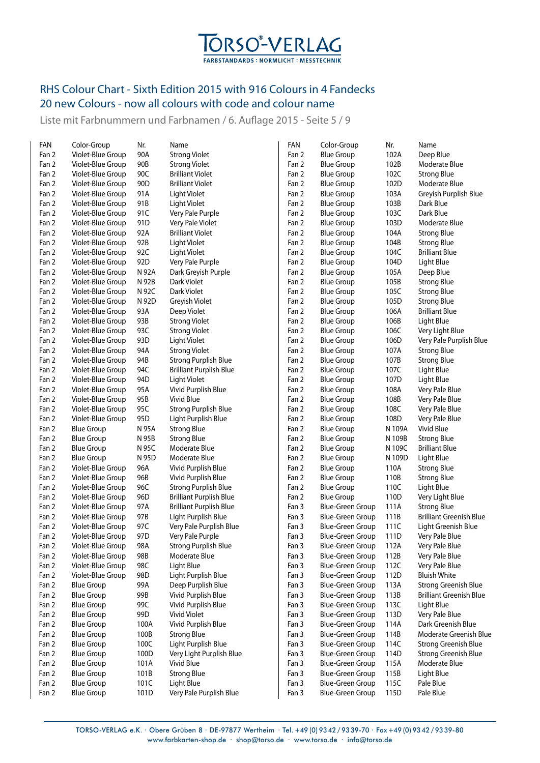# TORSO®-VERLAG

FARBSTANDARDS : NORMLICHT : MESSTECHNIK

## RHS Colour Chart - Sixth Edition 2015 with 916 Colours in 4 Fandecks
## 20 new Colours - now all colours with code and colour name

Liste mit Farbnummern und Farbnamen / 6. Auflage 2015 - Seite 5 / 9

| FAN | Color-Group | Nr. | Name |
|---|---|---|---|
| Fan 2 | Violet-Blue Group | 90A | Strong Violet |
| Fan 2 | Violet-Blue Group | 90B | Strong Violet |
| Fan 2 | Violet-Blue Group | 90C | Brilliant Violet |
| Fan 2 | Violet-Blue Group | 90D | Brilliant Violet |
| Fan 2 | Violet-Blue Group | 91A | Light Violet |
| Fan 2 | Violet-Blue Group | 91B | Light Violet |
| Fan 2 | Violet-Blue Group | 91C | Very Pale Purple |
| Fan 2 | Violet-Blue Group | 91D | Very Pale Violet |
| Fan 2 | Violet-Blue Group | 92A | Brilliant Violet |
| Fan 2 | Violet-Blue Group | 92B | Light Violet |
| Fan 2 | Violet-Blue Group | 92C | Light Violet |
| Fan 2 | Violet-Blue Group | 92D | Very Pale Purple |
| Fan 2 | Violet-Blue Group | N 92A | Dark Greyish Purple |
| Fan 2 | Violet-Blue Group | N 92B | Dark Violet |
| Fan 2 | Violet-Blue Group | N 92C | Dark Violet |
| Fan 2 | Violet-Blue Group | N 92D | Greyish Violet |
| Fan 2 | Violet-Blue Group | 93A | Deep Violet |
| Fan 2 | Violet-Blue Group | 93B | Strong Violet |
| Fan 2 | Violet-Blue Group | 93C | Strong Violet |
| Fan 2 | Violet-Blue Group | 93D | Light Violet |
| Fan 2 | Violet-Blue Group | 94A | Strong Violet |
| Fan 2 | Violet-Blue Group | 94B | Strong Purplish Blue |
| Fan 2 | Violet-Blue Group | 94C | Brilliant Purplish Blue |
| Fan 2 | Violet-Blue Group | 94D | Light Violet |
| Fan 2 | Violet-Blue Group | 95A | Vivid Purplish Blue |
| Fan 2 | Violet-Blue Group | 95B | Vivid Blue |
| Fan 2 | Violet-Blue Group | 95C | Strong Purplish Blue |
| Fan 2 | Violet-Blue Group | 95D | Light Purplish Blue |
| Fan 2 | Blue Group | N 95A | Strong Blue |
| Fan 2 | Blue Group | N 95B | Strong Blue |
| Fan 2 | Blue Group | N 95C | Moderate Blue |
| Fan 2 | Blue Group | N 95D | Moderate Blue |
| Fan 2 | Violet-Blue Group | 96A | Vivid Purplish Blue |
| Fan 2 | Violet-Blue Group | 96B | Vivid Purplish Blue |
| Fan 2 | Violet-Blue Group | 96C | Strong Purplish Blue |
| Fan 2 | Violet-Blue Group | 96D | Brilliant Purplish Blue |
| Fan 2 | Violet-Blue Group | 97A | Brilliant Purplish Blue |
| Fan 2 | Violet-Blue Group | 97B | Light Purplish Blue |
| Fan 2 | Violet-Blue Group | 97C | Very Pale Purplish Blue |
| Fan 2 | Violet-Blue Group | 97D | Very Pale Purple |
| Fan 2 | Violet-Blue Group | 98A | Strong Purplish Blue |
| Fan 2 | Violet-Blue Group | 98B | Moderate Blue |
| Fan 2 | Violet-Blue Group | 98C | Light Blue |
| Fan 2 | Violet-Blue Group | 98D | Light Purplish Blue |
| Fan 2 | Blue Group | 99A | Deep Purplish Blue |
| Fan 2 | Blue Group | 99B | Vivid Purplish Blue |
| Fan 2 | Blue Group | 99C | Vivid Purplish Blue |
| Fan 2 | Blue Group | 99D | Vivid Violet |
| Fan 2 | Blue Group | 100A | Vivid Purplish Blue |
| Fan 2 | Blue Group | 100B | Strong Blue |
| Fan 2 | Blue Group | 100C | Light Purplish Blue |
| Fan 2 | Blue Group | 100D | Very Light Purplish Blue |
| Fan 2 | Blue Group | 101A | Vivid Blue |
| Fan 2 | Blue Group | 101B | Strong Blue |
| Fan 2 | Blue Group | 101C | Light Blue |
| Fan 2 | Blue Group | 101D | Very Pale Purplish Blue |
| Fan 2 | Blue Group | 102A | Deep Blue |
| Fan 2 | Blue Group | 102B | Moderate Blue |
| Fan 2 | Blue Group | 102C | Strong Blue |
| Fan 2 | Blue Group | 102D | Moderate Blue |
| Fan 2 | Blue Group | 103A | Greyish Purplish Blue |
| Fan 2 | Blue Group | 103B | Dark Blue |
| Fan 2 | Blue Group | 103C | Dark Blue |
| Fan 2 | Blue Group | 103D | Moderate Blue |
| Fan 2 | Blue Group | 104A | Strong Blue |
| Fan 2 | Blue Group | 104B | Strong Blue |
| Fan 2 | Blue Group | 104C | Brilliant Blue |
| Fan 2 | Blue Group | 104D | Light Blue |
| Fan 2 | Blue Group | 105A | Deep Blue |
| Fan 2 | Blue Group | 105B | Strong Blue |
| Fan 2 | Blue Group | 105C | Strong Blue |
| Fan 2 | Blue Group | 105D | Strong Blue |
| Fan 2 | Blue Group | 106A | Brilliant Blue |
| Fan 2 | Blue Group | 106B | Light Blue |
| Fan 2 | Blue Group | 106C | Very Light Blue |
| Fan 2 | Blue Group | 106D | Very Pale Purplish Blue |
| Fan 2 | Blue Group | 107A | Strong Blue |
| Fan 2 | Blue Group | 107B | Strong Blue |
| Fan 2 | Blue Group | 107C | Light Blue |
| Fan 2 | Blue Group | 107D | Light Blue |
| Fan 2 | Blue Group | 108A | Very Pale Blue |
| Fan 2 | Blue Group | 108B | Very Pale Blue |
| Fan 2 | Blue Group | 108C | Very Pale Blue |
| Fan 2 | Blue Group | 108D | Very Pale Blue |
| Fan 2 | Blue Group | N 109A | Vivid Blue |
| Fan 2 | Blue Group | N 109B | Strong Blue |
| Fan 2 | Blue Group | N 109C | Brilliant Blue |
| Fan 2 | Blue Group | N 109D | Light Blue |
| Fan 2 | Blue Group | 110A | Strong Blue |
| Fan 2 | Blue Group | 110B | Strong Blue |
| Fan 2 | Blue Group | 110C | Light Blue |
| Fan 2 | Blue Group | 110D | Very Light Blue |
| Fan 3 | Blue-Green Group | 111A | Strong Blue |
| Fan 3 | Blue-Green Group | 111B | Brilliant Greenish Blue |
| Fan 3 | Blue-Green Group | 111C | Light Greenish Blue |
| Fan 3 | Blue-Green Group | 111D | Very Pale Blue |
| Fan 3 | Blue-Green Group | 112A | Very Pale Blue |
| Fan 3 | Blue-Green Group | 112B | Very Pale Blue |
| Fan 3 | Blue-Green Group | 112C | Very Pale Blue |
| Fan 3 | Blue-Green Group | 112D | Bluish White |
| Fan 3 | Blue-Green Group | 113A | Strong Greenish Blue |
| Fan 3 | Blue-Green Group | 113B | Brilliant Greenish Blue |
| Fan 3 | Blue-Green Group | 113C | Light Blue |
| Fan 3 | Blue-Green Group | 113D | Very Pale Blue |
| Fan 3 | Blue-Green Group | 114A | Dark Greenish Blue |
| Fan 3 | Blue-Green Group | 114B | Moderate Greenish Blue |
| Fan 3 | Blue-Green Group | 114C | Strong Greenish Blue |
| Fan 3 | Blue-Green Group | 114D | Strong Greenish Blue |
| Fan 3 | Blue-Green Group | 115A | Moderate Blue |
| Fan 3 | Blue-Green Group | 115B | Light Blue |
| Fan 3 | Blue-Green Group | 115C | Pale Blue |
| Fan 3 | Blue-Green Group | 115D | Pale Blue |

TORSO-VERLAG e.K. · Obere Grüben 8 · DE-97877 Wertheim · Tel. +49 (0) 93 42 / 93 39-70 · Fax +49 (0) 93 42 / 93 39-80
www.farbkarten-shop.de · shop@torso.de · www.torso.de · info@torso.de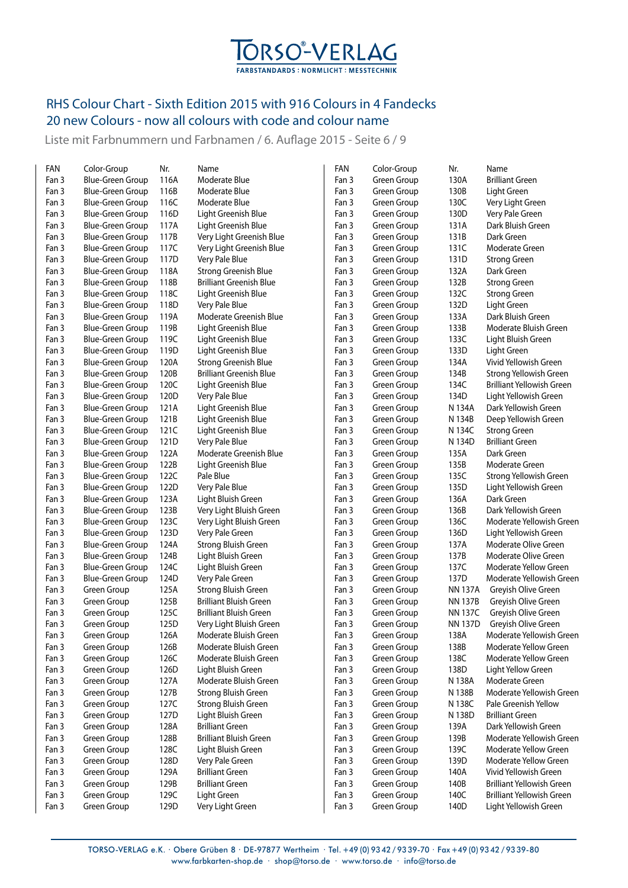# TORSO®-VERLAG

FARBSTANDARDS : NORMLICHT : MESSTECHNIK

## RHS Colour Chart - Sixth Edition 2015 with 916 Colours in 4 Fandecks
## 20 new Colours - now all colours with code and colour name

Liste mit Farbnummern und Farbnamen / 6. Auflage 2015 - Seite 6 / 9

| FAN | Color-Group | Nr. | Name |
|---|---|---|---|
| Fan 3 | Blue-Green Group | 116A | Moderate Blue |
| Fan 3 | Blue-Green Group | 116B | Moderate Blue |
| Fan 3 | Blue-Green Group | 116C | Moderate Blue |
| Fan 3 | Blue-Green Group | 116D | Light Greenish Blue |
| Fan 3 | Blue-Green Group | 117A | Light Greenish Blue |
| Fan 3 | Blue-Green Group | 117B | Very Light Greenish Blue |
| Fan 3 | Blue-Green Group | 117C | Very Light Greenish Blue |
| Fan 3 | Blue-Green Group | 117D | Very Pale Blue |
| Fan 3 | Blue-Green Group | 118A | Strong Greenish Blue |
| Fan 3 | Blue-Green Group | 118B | Brilliant Greenish Blue |
| Fan 3 | Blue-Green Group | 118C | Light Greenish Blue |
| Fan 3 | Blue-Green Group | 118D | Very Pale Blue |
| Fan 3 | Blue-Green Group | 119A | Moderate Greenish Blue |
| Fan 3 | Blue-Green Group | 119B | Light Greenish Blue |
| Fan 3 | Blue-Green Group | 119C | Light Greenish Blue |
| Fan 3 | Blue-Green Group | 119D | Light Greenish Blue |
| Fan 3 | Blue-Green Group | 120A | Strong Greenish Blue |
| Fan 3 | Blue-Green Group | 120B | Brilliant Greenish Blue |
| Fan 3 | Blue-Green Group | 120C | Light Greenish Blue |
| Fan 3 | Blue-Green Group | 120D | Very Pale Blue |
| Fan 3 | Blue-Green Group | 121A | Light Greenish Blue |
| Fan 3 | Blue-Green Group | 121B | Light Greenish Blue |
| Fan 3 | Blue-Green Group | 121C | Light Greenish Blue |
| Fan 3 | Blue-Green Group | 121D | Very Pale Blue |
| Fan 3 | Blue-Green Group | 122A | Moderate Greenish Blue |
| Fan 3 | Blue-Green Group | 122B | Light Greenish Blue |
| Fan 3 | Blue-Green Group | 122C | Pale Blue |
| Fan 3 | Blue-Green Group | 122D | Very Pale Blue |
| Fan 3 | Blue-Green Group | 123A | Light Bluish Green |
| Fan 3 | Blue-Green Group | 123B | Very Light Bluish Green |
| Fan 3 | Blue-Green Group | 123C | Very Light Bluish Green |
| Fan 3 | Blue-Green Group | 123D | Very Pale Green |
| Fan 3 | Blue-Green Group | 124A | Strong Bluish Green |
| Fan 3 | Blue-Green Group | 124B | Light Bluish Green |
| Fan 3 | Blue-Green Group | 124C | Light Bluish Green |
| Fan 3 | Blue-Green Group | 124D | Very Pale Green |
| Fan 3 | Green Group | 125A | Strong Bluish Green |
| Fan 3 | Green Group | 125B | Brilliant Bluish Green |
| Fan 3 | Green Group | 125C | Brilliant Bluish Green |
| Fan 3 | Green Group | 125D | Very Light Bluish Green |
| Fan 3 | Green Group | 126A | Moderate Bluish Green |
| Fan 3 | Green Group | 126B | Moderate Bluish Green |
| Fan 3 | Green Group | 126C | Moderate Bluish Green |
| Fan 3 | Green Group | 126D | Light Bluish Green |
| Fan 3 | Green Group | 127A | Moderate Bluish Green |
| Fan 3 | Green Group | 127B | Strong Bluish Green |
| Fan 3 | Green Group | 127C | Strong Bluish Green |
| Fan 3 | Green Group | 127D | Light Bluish Green |
| Fan 3 | Green Group | 128A | Brilliant Green |
| Fan 3 | Green Group | 128B | Brilliant Bluish Green |
| Fan 3 | Green Group | 128C | Light Bluish Green |
| Fan 3 | Green Group | 128D | Very Pale Green |
| Fan 3 | Green Group | 129A | Brilliant Green |
| Fan 3 | Green Group | 129B | Brilliant Green |
| Fan 3 | Green Group | 129C | Light Green |
| Fan 3 | Green Group | 129D | Very Light Green |
| Fan 3 | Green Group | 130A | Brilliant Green |
| Fan 3 | Green Group | 130B | Light Green |
| Fan 3 | Green Group | 130C | Very Light Green |
| Fan 3 | Green Group | 130D | Very Pale Green |
| Fan 3 | Green Group | 131A | Dark Bluish Green |
| Fan 3 | Green Group | 131B | Dark Green |
| Fan 3 | Green Group | 131C | Moderate Green |
| Fan 3 | Green Group | 131D | Strong Green |
| Fan 3 | Green Group | 132A | Dark Green |
| Fan 3 | Green Group | 132B | Strong Green |
| Fan 3 | Green Group | 132C | Strong Green |
| Fan 3 | Green Group | 132D | Light Green |
| Fan 3 | Green Group | 133A | Dark Bluish Green |
| Fan 3 | Green Group | 133B | Moderate Bluish Green |
| Fan 3 | Green Group | 133C | Light Bluish Green |
| Fan 3 | Green Group | 133D | Light Green |
| Fan 3 | Green Group | 134A | Vivid Yellowish Green |
| Fan 3 | Green Group | 134B | Strong Yellowish Green |
| Fan 3 | Green Group | 134C | Brilliant Yellowish Green |
| Fan 3 | Green Group | 134D | Light Yellowish Green |
| Fan 3 | Green Group | N 134A | Dark Yellowish Green |
| Fan 3 | Green Group | N 134B | Deep Yellowish Green |
| Fan 3 | Green Group | N 134C | Strong Green |
| Fan 3 | Green Group | N 134D | Brilliant Green |
| Fan 3 | Green Group | 135A | Dark Green |
| Fan 3 | Green Group | 135B | Moderate Green |
| Fan 3 | Green Group | 135C | Strong Yellowish Green |
| Fan 3 | Green Group | 135D | Light Yellowish Green |
| Fan 3 | Green Group | 136A | Dark Green |
| Fan 3 | Green Group | 136B | Dark Yellowish Green |
| Fan 3 | Green Group | 136C | Moderate Yellowish Green |
| Fan 3 | Green Group | 136D | Light Yellowish Green |
| Fan 3 | Green Group | 137A | Moderate Olive Green |
| Fan 3 | Green Group | 137B | Moderate Olive Green |
| Fan 3 | Green Group | 137C | Moderate Yellow Green |
| Fan 3 | Green Group | 137D | Moderate Yellowish Green |
| Fan 3 | Green Group | NN 137A | Greyish Olive Green |
| Fan 3 | Green Group | NN 137B | Greyish Olive Green |
| Fan 3 | Green Group | NN 137C | Greyish Olive Green |
| Fan 3 | Green Group | NN 137D | Greyish Olive Green |
| Fan 3 | Green Group | 138A | Moderate Yellowish Green |
| Fan 3 | Green Group | 138B | Moderate Yellow Green |
| Fan 3 | Green Group | 138C | Moderate Yellow Green |
| Fan 3 | Green Group | 138D | Light Yellow Green |
| Fan 3 | Green Group | N 138A | Moderate Green |
| Fan 3 | Green Group | N 138B | Moderate Yellowish Green |
| Fan 3 | Green Group | N 138C | Pale Greenish Yellow |
| Fan 3 | Green Group | N 138D | Brilliant Green |
| Fan 3 | Green Group | 139A | Dark Yellowish Green |
| Fan 3 | Green Group | 139B | Moderate Yellowish Green |
| Fan 3 | Green Group | 139C | Moderate Yellow Green |
| Fan 3 | Green Group | 139D | Moderate Yellow Green |
| Fan 3 | Green Group | 140A | Vivid Yellowish Green |
| Fan 3 | Green Group | 140B | Brilliant Yellowish Green |
| Fan 3 | Green Group | 140C | Brilliant Yellowish Green |
| Fan 3 | Green Group | 140D | Light Yellowish Green |

TORSO-VERLAG e.K. · Obere Grüben 8 · DE-97877 Wertheim · Tel. +49 (0) 93 42 / 93 39-70 · Fax +49 (0) 93 42 / 93 39-80
www.farbkarten-shop.de · shop@torso.de · www.torso.de · info@torso.de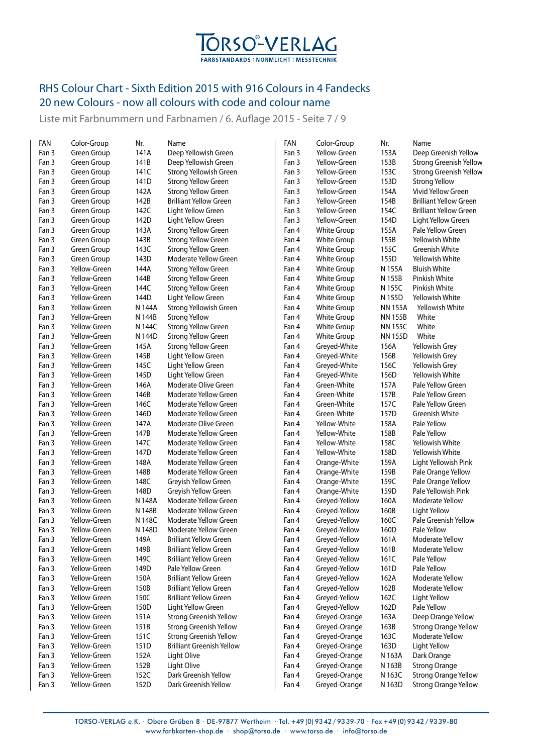# TORSO®-VERLAG

FARBSTANDARDS : NORMLICHT : MESSTECHNIK

## RHS Colour Chart - Sixth Edition 2015 with 916 Colours in 4 Fandecks
## 20 new Colours - now all colours with code and colour name

Liste mit Farbnummern und Farbnamen / 6. Auflage 2015 - Seite 7 / 9

| FAN | Color-Group | Nr. | Name |
|---|---|---|---|
| Fan 3 | Green Group | 141A | Deep Yellowish Green |
| Fan 3 | Green Group | 141B | Deep Yellowish Green |
| Fan 3 | Green Group | 141C | Strong Yellowish Green |
| Fan 3 | Green Group | 141D | Strong Yellow Green |
| Fan 3 | Green Group | 142A | Strong Yellow Green |
| Fan 3 | Green Group | 142B | Brilliant Yellow Green |
| Fan 3 | Green Group | 142C | Light Yellow Green |
| Fan 3 | Green Group | 142D | Light Yellow Green |
| Fan 3 | Green Group | 143A | Strong Yellow Green |
| Fan 3 | Green Group | 143B | Strong Yellow Green |
| Fan 3 | Green Group | 143C | Strong Yellow Green |
| Fan 3 | Green Group | 143D | Moderate Yellow Green |
| Fan 3 | Yellow-Green | 144A | Strong Yellow Green |
| Fan 3 | Yellow-Green | 144B | Strong Yellow Green |
| Fan 3 | Yellow-Green | 144C | Strong Yellow Green |
| Fan 3 | Yellow-Green | 144D | Light Yellow Green |
| Fan 3 | Yellow-Green | N 144A | Strong Yellowish Green |
| Fan 3 | Yellow-Green | N 144B | Strong Yellow |
| Fan 3 | Yellow-Green | N 144C | Strong Yellow Green |
| Fan 3 | Yellow-Green | N 144D | Strong Yellow Green |
| Fan 3 | Yellow-Green | 145A | Strong Yellow Green |
| Fan 3 | Yellow-Green | 145B | Light Yellow Green |
| Fan 3 | Yellow-Green | 145C | Light Yellow Green |
| Fan 3 | Yellow-Green | 145D | Light Yellow Green |
| Fan 3 | Yellow-Green | 146A | Moderate Olive Green |
| Fan 3 | Yellow-Green | 146B | Moderate Yellow Green |
| Fan 3 | Yellow-Green | 146C | Moderate Yellow Green |
| Fan 3 | Yellow-Green | 146D | Moderate Yellow Green |
| Fan 3 | Yellow-Green | 147A | Moderate Olive Green |
| Fan 3 | Yellow-Green | 147B | Moderate Yellow Green |
| Fan 3 | Yellow-Green | 147C | Moderate Yellow Green |
| Fan 3 | Yellow-Green | 147D | Moderate Yellow Green |
| Fan 3 | Yellow-Green | 148A | Moderate Yellow Green |
| Fan 3 | Yellow-Green | 148B | Moderate Yellow Green |
| Fan 3 | Yellow-Green | 148C | Greyish Yellow Green |
| Fan 3 | Yellow-Green | 148D | Greyish Yellow Green |
| Fan 3 | Yellow-Green | N 148A | Moderate Yellow Green |
| Fan 3 | Yellow-Green | N 148B | Moderate Yellow Green |
| Fan 3 | Yellow-Green | N 148C | Moderate Yellow Green |
| Fan 3 | Yellow-Green | N 148D | Moderate Yellow Green |
| Fan 3 | Yellow-Green | 149A | Brilliant Yellow Green |
| Fan 3 | Yellow-Green | 149B | Brilliant Yellow Green |
| Fan 3 | Yellow-Green | 149C | Brilliant Yellow Green |
| Fan 3 | Yellow-Green | 149D | Pale Yellow Green |
| Fan 3 | Yellow-Green | 150A | Brilliant Yellow Green |
| Fan 3 | Yellow-Green | 150B | Brilliant Yellow Green |
| Fan 3 | Yellow-Green | 150C | Brilliant Yellow Green |
| Fan 3 | Yellow-Green | 150D | Light Yellow Green |
| Fan 3 | Yellow-Green | 151A | Strong Greenish Yellow |
| Fan 3 | Yellow-Green | 151B | Strong Greenish Yellow |
| Fan 3 | Yellow-Green | 151C | Strong Greenish Yellow |
| Fan 3 | Yellow-Green | 151D | Brilliant Greenish Yellow |
| Fan 3 | Yellow-Green | 152A | Light Olive |
| Fan 3 | Yellow-Green | 152B | Light Olive |
| Fan 3 | Yellow-Green | 152C | Dark Greenish Yellow |
| Fan 3 | Yellow-Green | 152D | Dark Greenish Yellow |
| Fan 3 | Yellow-Green | 153A | Deep Greenish Yellow |
| Fan 3 | Yellow-Green | 153B | Strong Greenish Yellow |
| Fan 3 | Yellow-Green | 153C | Strong Greenish Yellow |
| Fan 3 | Yellow-Green | 153D | Strong Yellow |
| Fan 3 | Yellow-Green | 154A | Vivid Yellow Green |
| Fan 3 | Yellow-Green | 154B | Brilliant Yellow Green |
| Fan 3 | Yellow-Green | 154C | Brilliant Yellow Green |
| Fan 3 | Yellow-Green | 154D | Light Yellow Green |
| Fan 4 | White Group | 155A | Pale Yellow Green |
| Fan 4 | White Group | 155B | Yellowish White |
| Fan 4 | White Group | 155C | Greenish White |
| Fan 4 | White Group | 155D | Yellowish White |
| Fan 4 | White Group | N 155A | Bluish White |
| Fan 4 | White Group | N 155B | Pinkish White |
| Fan 4 | White Group | N 155C | Pinkish White |
| Fan 4 | White Group | N 155D | Yellowish White |
| Fan 4 | White Group | NN 155A | Yellowish White |
| Fan 4 | White Group | NN 155B | White |
| Fan 4 | White Group | NN 155C | White |
| Fan 4 | White Group | NN 155D | White |
| Fan 4 | Greyed-White | 156A | Yellowish Grey |
| Fan 4 | Greyed-White | 156B | Yellowish Grey |
| Fan 4 | Greyed-White | 156C | Yellowish Grey |
| Fan 4 | Greyed-White | 156D | Yellowish White |
| Fan 4 | Green-White | 157A | Pale Yellow Green |
| Fan 4 | Green-White | 157B | Pale Yellow Green |
| Fan 4 | Green-White | 157C | Pale Yellow Green |
| Fan 4 | Green-White | 157D | Greenish White |
| Fan 4 | Yellow-White | 158A | Pale Yellow |
| Fan 4 | Yellow-White | 158B | Pale Yellow |
| Fan 4 | Yellow-White | 158C | Yellowish White |
| Fan 4 | Yellow-White | 158D | Yellowish White |
| Fan 4 | Orange-White | 159A | Light Yellowish Pink |
| Fan 4 | Orange-White | 159B | Pale Orange Yellow |
| Fan 4 | Orange-White | 159C | Pale Orange Yellow |
| Fan 4 | Orange-White | 159D | Pale Yellowish Pink |
| Fan 4 | Greyed-Yellow | 160A | Moderate Yellow |
| Fan 4 | Greyed-Yellow | 160B | Light Yellow |
| Fan 4 | Greyed-Yellow | 160C | Pale Greenish Yellow |
| Fan 4 | Greyed-Yellow | 160D | Pale Yellow |
| Fan 4 | Greyed-Yellow | 161A | Moderate Yellow |
| Fan 4 | Greyed-Yellow | 161B | Moderate Yellow |
| Fan 4 | Greyed-Yellow | 161C | Pale Yellow |
| Fan 4 | Greyed-Yellow | 161D | Pale Yellow |
| Fan 4 | Greyed-Yellow | 162A | Moderate Yellow |
| Fan 4 | Greyed-Yellow | 162B | Moderate Yellow |
| Fan 4 | Greyed-Yellow | 162C | Light Yellow |
| Fan 4 | Greyed-Yellow | 162D | Pale Yellow |
| Fan 4 | Greyed-Orange | 163A | Deep Orange Yellow |
| Fan 4 | Greyed-Orange | 163B | Strong Orange Yellow |
| Fan 4 | Greyed-Orange | 163C | Moderate Yellow |
| Fan 4 | Greyed-Orange | 163D | Light Yellow |
| Fan 4 | Greyed-Orange | N 163A | Dark Orange |
| Fan 4 | Greyed-Orange | N 163B | Strong Orange |
| Fan 4 | Greyed-Orange | N 163C | Strong Orange Yellow |
| Fan 4 | Greyed-Orange | N 163D | Strong Orange Yellow |

TORSO-VERLAG e.K. · Obere Grüben 8 · DE-97877 Wertheim · Tel. +49 (0) 93 42 / 93 39-70 · Fax +49 (0) 93 42 / 93 39-80
www.farbkarten-shop.de · shop@torso.de · www.torso.de · info@torso.de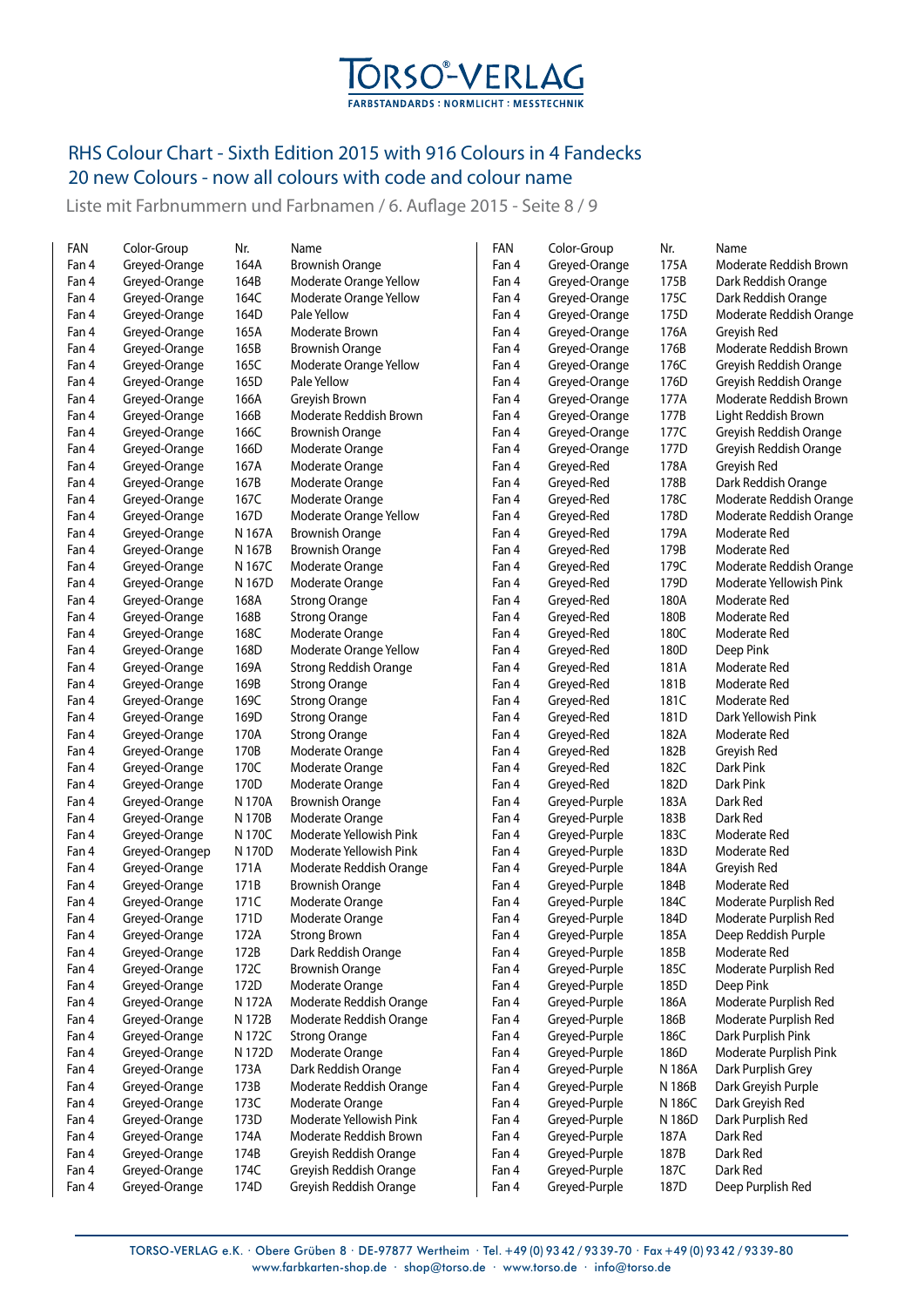# RHS Colour Chart - Sixth Edition 2015 with 916 Colours in 4 Fandecks

## 20 new Colours - now all colours with code and colour name

Liste mit Farbnummern und Farbnamen / 6. Auflage 2015 - Seite 8 / 9

| FAN | Color-Group | Nr. | Name |
|---|---|---|---|
| Fan 4 | Greyed-Orange | 164A | Brownish Orange |
| Fan 4 | Greyed-Orange | 164B | Moderate Orange Yellow |
| Fan 4 | Greyed-Orange | 164C | Moderate Orange Yellow |
| Fan 4 | Greyed-Orange | 164D | Pale Yellow |
| Fan 4 | Greyed-Orange | 165A | Moderate Brown |
| Fan 4 | Greyed-Orange | 165B | Brownish Orange |
| Fan 4 | Greyed-Orange | 165C | Moderate Orange Yellow |
| Fan 4 | Greyed-Orange | 165D | Pale Yellow |
| Fan 4 | Greyed-Orange | 166A | Greyish Brown |
| Fan 4 | Greyed-Orange | 166B | Moderate Reddish Brown |
| Fan 4 | Greyed-Orange | 166C | Brownish Orange |
| Fan 4 | Greyed-Orange | 166D | Moderate Orange |
| Fan 4 | Greyed-Orange | 167A | Moderate Orange |
| Fan 4 | Greyed-Orange | 167B | Moderate Orange |
| Fan 4 | Greyed-Orange | 167C | Moderate Orange |
| Fan 4 | Greyed-Orange | 167D | Moderate Orange Yellow |
| Fan 4 | Greyed-Orange | N 167A | Brownish Orange |
| Fan 4 | Greyed-Orange | N 167B | Brownish Orange |
| Fan 4 | Greyed-Orange | N 167C | Moderate Orange |
| Fan 4 | Greyed-Orange | N 167D | Moderate Orange |
| Fan 4 | Greyed-Orange | 168A | Strong Orange |
| Fan 4 | Greyed-Orange | 168B | Strong Orange |
| Fan 4 | Greyed-Orange | 168C | Moderate Orange |
| Fan 4 | Greyed-Orange | 168D | Moderate Orange Yellow |
| Fan 4 | Greyed-Orange | 169A | Strong Reddish Orange |
| Fan 4 | Greyed-Orange | 169B | Strong Orange |
| Fan 4 | Greyed-Orange | 169C | Strong Orange |
| Fan 4 | Greyed-Orange | 169D | Strong Orange |
| Fan 4 | Greyed-Orange | 170A | Strong Orange |
| Fan 4 | Greyed-Orange | 170B | Moderate Orange |
| Fan 4 | Greyed-Orange | 170C | Moderate Orange |
| Fan 4 | Greyed-Orange | 170D | Moderate Orange |
| Fan 4 | Greyed-Orange | N 170A | Brownish Orange |
| Fan 4 | Greyed-Orange | N 170B | Moderate Orange |
| Fan 4 | Greyed-Orange | N 170C | Moderate Yellowish Pink |
| Fan 4 | Greyed-Orangep | N 170D | Moderate Yellowish Pink |
| Fan 4 | Greyed-Orange | 171A | Moderate Reddish Orange |
| Fan 4 | Greyed-Orange | 171B | Brownish Orange |
| Fan 4 | Greyed-Orange | 171C | Moderate Orange |
| Fan 4 | Greyed-Orange | 171D | Moderate Orange |
| Fan 4 | Greyed-Orange | 172A | Strong Brown |
| Fan 4 | Greyed-Orange | 172B | Dark Reddish Orange |
| Fan 4 | Greyed-Orange | 172C | Brownish Orange |
| Fan 4 | Greyed-Orange | 172D | Moderate Orange |
| Fan 4 | Greyed-Orange | N 172A | Moderate Reddish Orange |
| Fan 4 | Greyed-Orange | N 172B | Moderate Reddish Orange |
| Fan 4 | Greyed-Orange | N 172C | Strong Orange |
| Fan 4 | Greyed-Orange | N 172D | Moderate Orange |
| Fan 4 | Greyed-Orange | 173A | Dark Reddish Orange |
| Fan 4 | Greyed-Orange | 173B | Moderate Reddish Orange |
| Fan 4 | Greyed-Orange | 173C | Moderate Orange |
| Fan 4 | Greyed-Orange | 173D | Moderate Yellowish Pink |
| Fan 4 | Greyed-Orange | 174A | Moderate Reddish Brown |
| Fan 4 | Greyed-Orange | 174B | Greyish Reddish Orange |
| Fan 4 | Greyed-Orange | 174C | Greyish Reddish Orange |
| Fan 4 | Greyed-Orange | 174D | Greyish Reddish Orange |
| Fan 4 | Greyed-Orange | 175A | Moderate Reddish Brown |
| Fan 4 | Greyed-Orange | 175B | Dark Reddish Orange |
| Fan 4 | Greyed-Orange | 175C | Dark Reddish Orange |
| Fan 4 | Greyed-Orange | 175D | Moderate Reddish Orange |
| Fan 4 | Greyed-Orange | 176A | Greyish Red |
| Fan 4 | Greyed-Orange | 176B | Moderate Reddish Brown |
| Fan 4 | Greyed-Orange | 176C | Greyish Reddish Orange |
| Fan 4 | Greyed-Orange | 176D | Greyish Reddish Orange |
| Fan 4 | Greyed-Orange | 177A | Moderate Reddish Brown |
| Fan 4 | Greyed-Orange | 177B | Light Reddish Brown |
| Fan 4 | Greyed-Orange | 177C | Greyish Reddish Orange |
| Fan 4 | Greyed-Orange | 177D | Greyish Reddish Orange |
| Fan 4 | Greyed-Red | 178A | Greyish Red |
| Fan 4 | Greyed-Red | 178B | Dark Reddish Orange |
| Fan 4 | Greyed-Red | 178C | Moderate Reddish Orange |
| Fan 4 | Greyed-Red | 178D | Moderate Reddish Orange |
| Fan 4 | Greyed-Red | 179A | Moderate Red |
| Fan 4 | Greyed-Red | 179B | Moderate Red |
| Fan 4 | Greyed-Red | 179C | Moderate Reddish Orange |
| Fan 4 | Greyed-Red | 179D | Moderate Yellowish Pink |
| Fan 4 | Greyed-Red | 180A | Moderate Red |
| Fan 4 | Greyed-Red | 180B | Moderate Red |
| Fan 4 | Greyed-Red | 180C | Moderate Red |
| Fan 4 | Greyed-Red | 180D | Deep Pink |
| Fan 4 | Greyed-Red | 181A | Moderate Red |
| Fan 4 | Greyed-Red | 181B | Moderate Red |
| Fan 4 | Greyed-Red | 181C | Moderate Red |
| Fan 4 | Greyed-Red | 181D | Dark Yellowish Pink |
| Fan 4 | Greyed-Red | 182A | Moderate Red |
| Fan 4 | Greyed-Red | 182B | Greyish Red |
| Fan 4 | Greyed-Red | 182C | Dark Pink |
| Fan 4 | Greyed-Red | 182D | Dark Pink |
| Fan 4 | Greyed-Purple | 183A | Dark Red |
| Fan 4 | Greyed-Purple | 183B | Dark Red |
| Fan 4 | Greyed-Purple | 183C | Moderate Red |
| Fan 4 | Greyed-Purple | 183D | Moderate Red |
| Fan 4 | Greyed-Purple | 184A | Greyish Red |
| Fan 4 | Greyed-Purple | 184B | Moderate Red |
| Fan 4 | Greyed-Purple | 184C | Moderate Purplish Red |
| Fan 4 | Greyed-Purple | 184D | Moderate Purplish Red |
| Fan 4 | Greyed-Purple | 185A | Deep Reddish Purple |
| Fan 4 | Greyed-Purple | 185B | Moderate Red |
| Fan 4 | Greyed-Purple | 185C | Moderate Purplish Red |
| Fan 4 | Greyed-Purple | 185D | Deep Pink |
| Fan 4 | Greyed-Purple | 186A | Moderate Purplish Red |
| Fan 4 | Greyed-Purple | 186B | Moderate Purplish Red |
| Fan 4 | Greyed-Purple | 186C | Dark Purplish Pink |
| Fan 4 | Greyed-Purple | 186D | Moderate Purplish Pink |
| Fan 4 | Greyed-Purple | N 186A | Dark Purplish Grey |
| Fan 4 | Greyed-Purple | N 186B | Dark Greyish Purple |
| Fan 4 | Greyed-Purple | N 186C | Dark Greyish Red |
| Fan 4 | Greyed-Purple | N 186D | Dark Purplish Red |
| Fan 4 | Greyed-Purple | 187A | Dark Red |
| Fan 4 | Greyed-Purple | 187B | Dark Red |
| Fan 4 | Greyed-Purple | 187C | Dark Red |
| Fan 4 | Greyed-Purple | 187D | Deep Purplish Red |

TORSO-VERLAG e.K. · Obere Grüben 8 · DE-97877 Wertheim · Tel. +49 (0) 93 42 / 93 39-70 · Fax +49 (0) 93 42 / 93 39-80
www.farbkarten-shop.de · shop@torso.de · www.torso.de · info@torso.de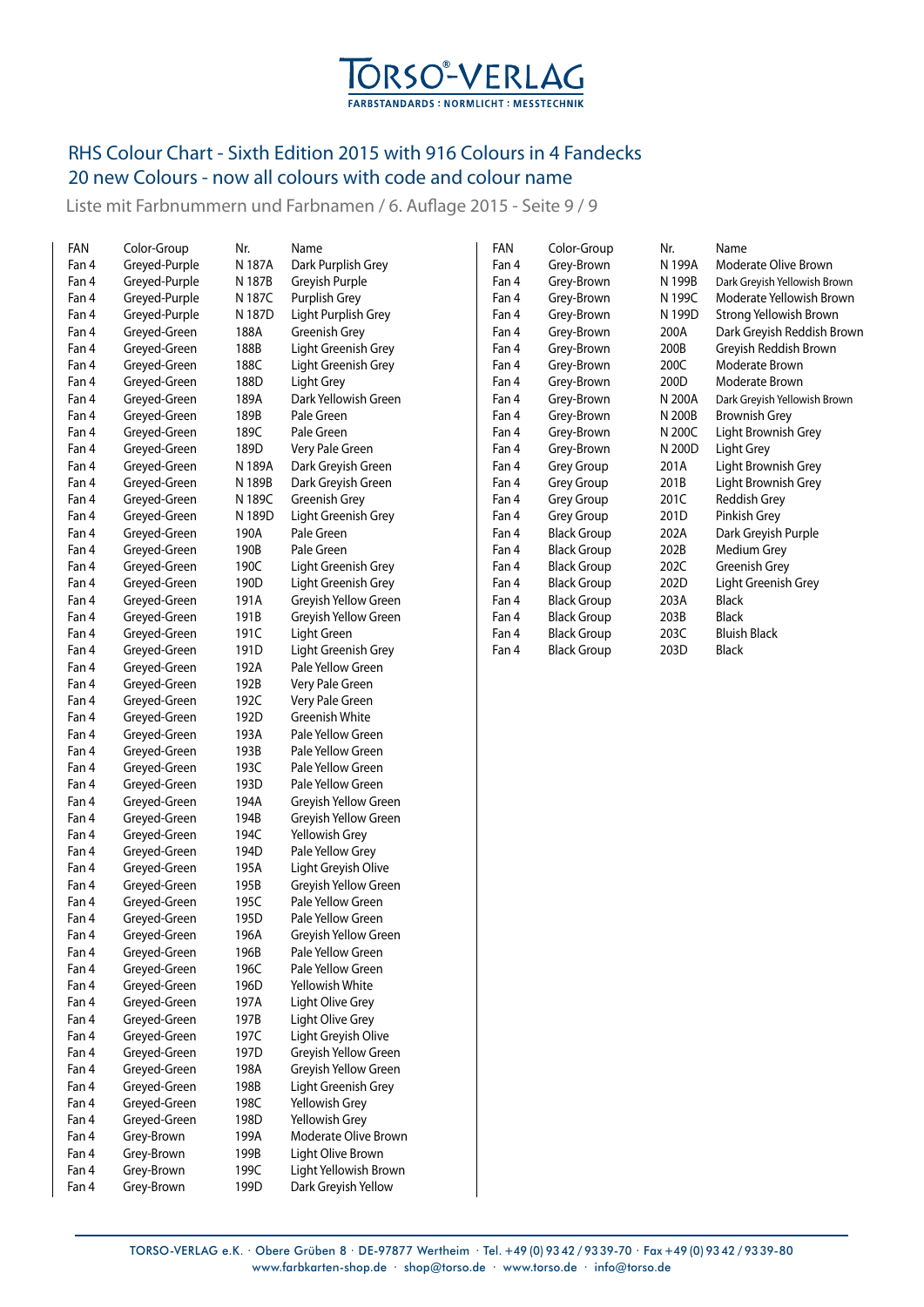# TORSO®-VERLAG

FARBSTANDARDS : NORMLICHT : MESSTECHNIK

## RHS Colour Chart - Sixth Edition 2015 with 916 Colours in 4 Fandecks
## 20 new Colours - now all colours with code and colour name

Liste mit Farbnummern und Farbnamen / 6. Auflage 2015 - Seite 9 / 9

| FAN | Color-Group | Nr. | Name |
|---|---|---|---|
| Fan 4 | Greyed-Purple | N 187A | Dark Purplish Grey |
| Fan 4 | Greyed-Purple | N 187B | Greyish Purple |
| Fan 4 | Greyed-Purple | N 187C | Purplish Grey |
| Fan 4 | Greyed-Purple | N 187D | Light Purplish Grey |
| Fan 4 | Greyed-Green | 188A | Greenish Grey |
| Fan 4 | Greyed-Green | 188B | Light Greenish Grey |
| Fan 4 | Greyed-Green | 188C | Light Greenish Grey |
| Fan 4 | Greyed-Green | 188D | Light Grey |
| Fan 4 | Greyed-Green | 189A | Dark Yellowish Green |
| Fan 4 | Greyed-Green | 189B | Pale Green |
| Fan 4 | Greyed-Green | 189C | Pale Green |
| Fan 4 | Greyed-Green | 189D | Very Pale Green |
| Fan 4 | Greyed-Green | N 189A | Dark Greyish Green |
| Fan 4 | Greyed-Green | N 189B | Dark Greyish Green |
| Fan 4 | Greyed-Green | N 189C | Greenish Grey |
| Fan 4 | Greyed-Green | N 189D | Light Greenish Grey |
| Fan 4 | Greyed-Green | 190A | Pale Green |
| Fan 4 | Greyed-Green | 190B | Pale Green |
| Fan 4 | Greyed-Green | 190C | Light Greenish Grey |
| Fan 4 | Greyed-Green | 190D | Light Greenish Grey |
| Fan 4 | Greyed-Green | 191A | Greyish Yellow Green |
| Fan 4 | Greyed-Green | 191B | Greyish Yellow Green |
| Fan 4 | Greyed-Green | 191C | Light Green |
| Fan 4 | Greyed-Green | 191D | Light Greenish Grey |
| Fan 4 | Greyed-Green | 192A | Pale Yellow Green |
| Fan 4 | Greyed-Green | 192B | Very Pale Green |
| Fan 4 | Greyed-Green | 192C | Very Pale Green |
| Fan 4 | Greyed-Green | 192D | Greenish White |
| Fan 4 | Greyed-Green | 193A | Pale Yellow Green |
| Fan 4 | Greyed-Green | 193B | Pale Yellow Green |
| Fan 4 | Greyed-Green | 193C | Pale Yellow Green |
| Fan 4 | Greyed-Green | 193D | Pale Yellow Green |
| Fan 4 | Greyed-Green | 194A | Greyish Yellow Green |
| Fan 4 | Greyed-Green | 194B | Greyish Yellow Green |
| Fan 4 | Greyed-Green | 194C | Yellowish Grey |
| Fan 4 | Greyed-Green | 194D | Pale Yellow Grey |
| Fan 4 | Greyed-Green | 195A | Light Greyish Olive |
| Fan 4 | Greyed-Green | 195B | Greyish Yellow Green |
| Fan 4 | Greyed-Green | 195C | Pale Yellow Green |
| Fan 4 | Greyed-Green | 195D | Pale Yellow Green |
| Fan 4 | Greyed-Green | 196A | Greyish Yellow Green |
| Fan 4 | Greyed-Green | 196B | Pale Yellow Green |
| Fan 4 | Greyed-Green | 196C | Pale Yellow Green |
| Fan 4 | Greyed-Green | 196D | Yellowish White |
| Fan 4 | Greyed-Green | 197A | Light Olive Grey |
| Fan 4 | Greyed-Green | 197B | Light Olive Grey |
| Fan 4 | Greyed-Green | 197C | Light Greyish Olive |
| Fan 4 | Greyed-Green | 197D | Greyish Yellow Green |
| Fan 4 | Greyed-Green | 198A | Greyish Yellow Green |
| Fan 4 | Greyed-Green | 198B | Light Greenish Grey |
| Fan 4 | Greyed-Green | 198C | Yellowish Grey |
| Fan 4 | Greyed-Green | 198D | Yellowish Grey |
| Fan 4 | Grey-Brown | 199A | Moderate Olive Brown |
| Fan 4 | Grey-Brown | 199B | Light Olive Brown |
| Fan 4 | Grey-Brown | 199C | Light Yellowish Brown |
| Fan 4 | Grey-Brown | 199D | Dark Greyish Yellow |
| Fan 4 | Grey-Brown | N 199A | Moderate Olive Brown |
| Fan 4 | Grey-Brown | N 199B | Dark Greyish Yellowish Brown |
| Fan 4 | Grey-Brown | N 199C | Moderate Yellowish Brown |
| Fan 4 | Grey-Brown | N 199D | Strong Yellowish Brown |
| Fan 4 | Grey-Brown | 200A | Dark Greyish Reddish Brown |
| Fan 4 | Grey-Brown | 200B | Greyish Reddish Brown |
| Fan 4 | Grey-Brown | 200C | Moderate Brown |
| Fan 4 | Grey-Brown | 200D | Moderate Brown |
| Fan 4 | Grey-Brown | N 200A | Dark Greyish Yellowish Brown |
| Fan 4 | Grey-Brown | N 200B | Brownish Grey |
| Fan 4 | Grey-Brown | N 200C | Light Brownish Grey |
| Fan 4 | Grey-Brown | N 200D | Light Grey |
| Fan 4 | Grey Group | 201A | Light Brownish Grey |
| Fan 4 | Grey Group | 201B | Light Brownish Grey |
| Fan 4 | Grey Group | 201C | Reddish Grey |
| Fan 4 | Grey Group | 201D | Pinkish Grey |
| Fan 4 | Black Group | 202A | Dark Greyish Purple |
| Fan 4 | Black Group | 202B | Medium Grey |
| Fan 4 | Black Group | 202C | Greenish Grey |
| Fan 4 | Black Group | 202D | Light Greenish Grey |
| Fan 4 | Black Group | 203A | Black |
| Fan 4 | Black Group | 203B | Black |
| Fan 4 | Black Group | 203C | Bluish Black |
| Fan 4 | Black Group | 203D | Black |

TORSO-VERLAG e.K. · Obere Grüben 8 · DE-97877 Wertheim · Tel. +49 (0) 93 42 / 93 39-70 · Fax +49 (0) 93 42 / 93 39-80
www.farbkarten-shop.de · shop@torso.de · www.torso.de · info@torso.de